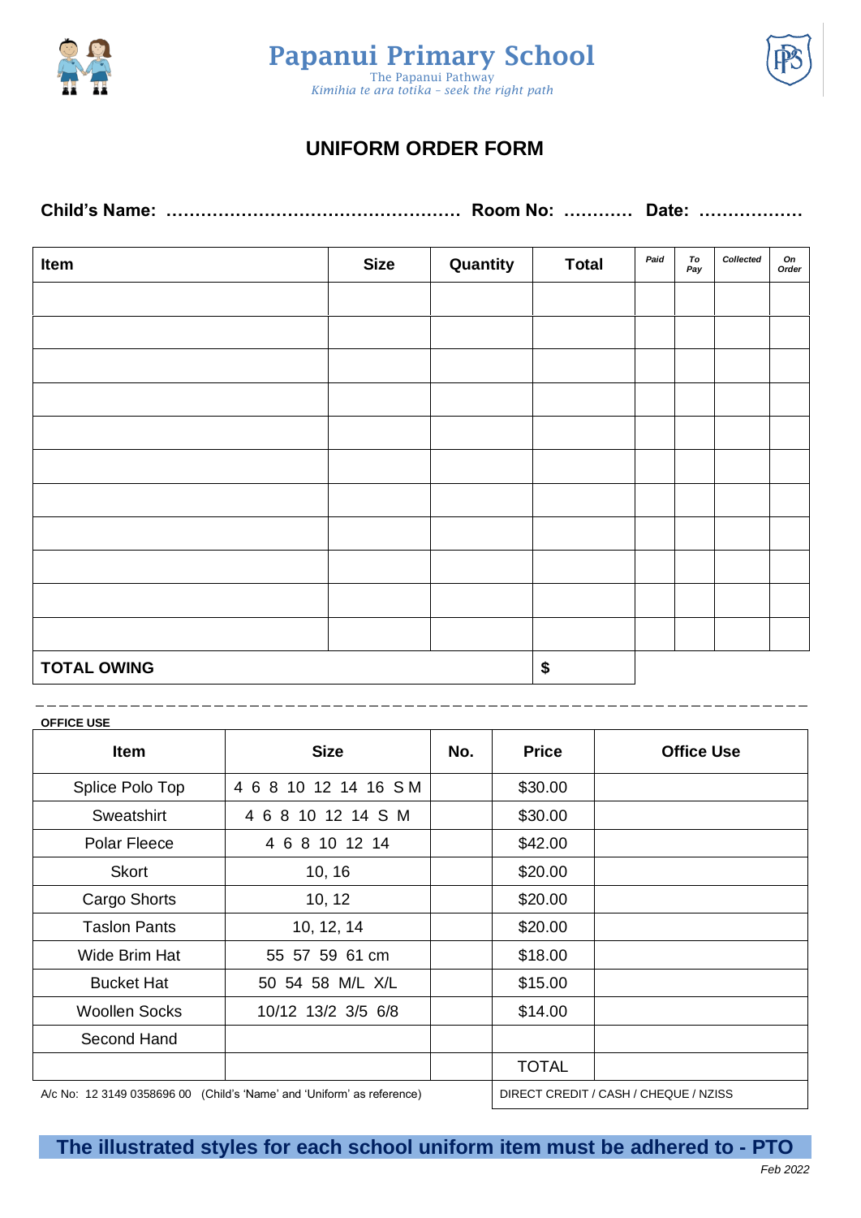# Papanui Primary School

The Papanui Pathway

*Kimihia te ara totika – seek the right path*

## UNIFORM ORDER FORM

**Child's Name: …………………………………………… Room No: ………… Date: ………………**

| Item | Size | Quantity | Total | *Paid* | *To Pay* | *Collected* | *On Order* |
|---|---|---|---|---|---|---|---|
| | | | | | | | |
| | | | | | | | |
| | | | | | | | |
| | | | | | | | |
| | | | | | | | |
| | | | | | | | |
| | | | | | | | |
| | | | | | | | |
| | | | | | | | |
| | | | | | | | |
| | | | | | | | |
| **TOTAL OWING** | | | **$** | | | | |

**OFFICE USE**

| Item | Size | No. | Price | Office Use |
|---|---|---|---|---|
| Splice Polo Top | 4 6 8 10 12 14 16 S M | | $30.00 | |
| Sweatshirt | 4 6 8 10 12 14 S M | | $30.00 | |
| Polar Fleece | 4 6 8 10 12 14 | | $42.00 | |
| Skort | 10, 16 | | $20.00 | |
| Cargo Shorts | 10, 12 | | $20.00 | |
| Taslon Pants | 10, 12, 14 | | $20.00 | |
| Wide Brim Hat | 55 57 59 61 cm | | $18.00 | |
| Bucket Hat | 50 54 58 M/L X/L | | $15.00 | |
| Woollen Socks | 10/12 13/2 3/5 6/8 | | $14.00 | |
| Second Hand | | | | |
| | | | TOTAL | |

A/c No: 12 3149 0358696 00 (Child's 'Name' and 'Uniform' as reference)

DIRECT CREDIT / CASH / CHEQUE / NZISS

**The illustrated styles for each school uniform item must be adhered to - PTO**

*Feb 2022*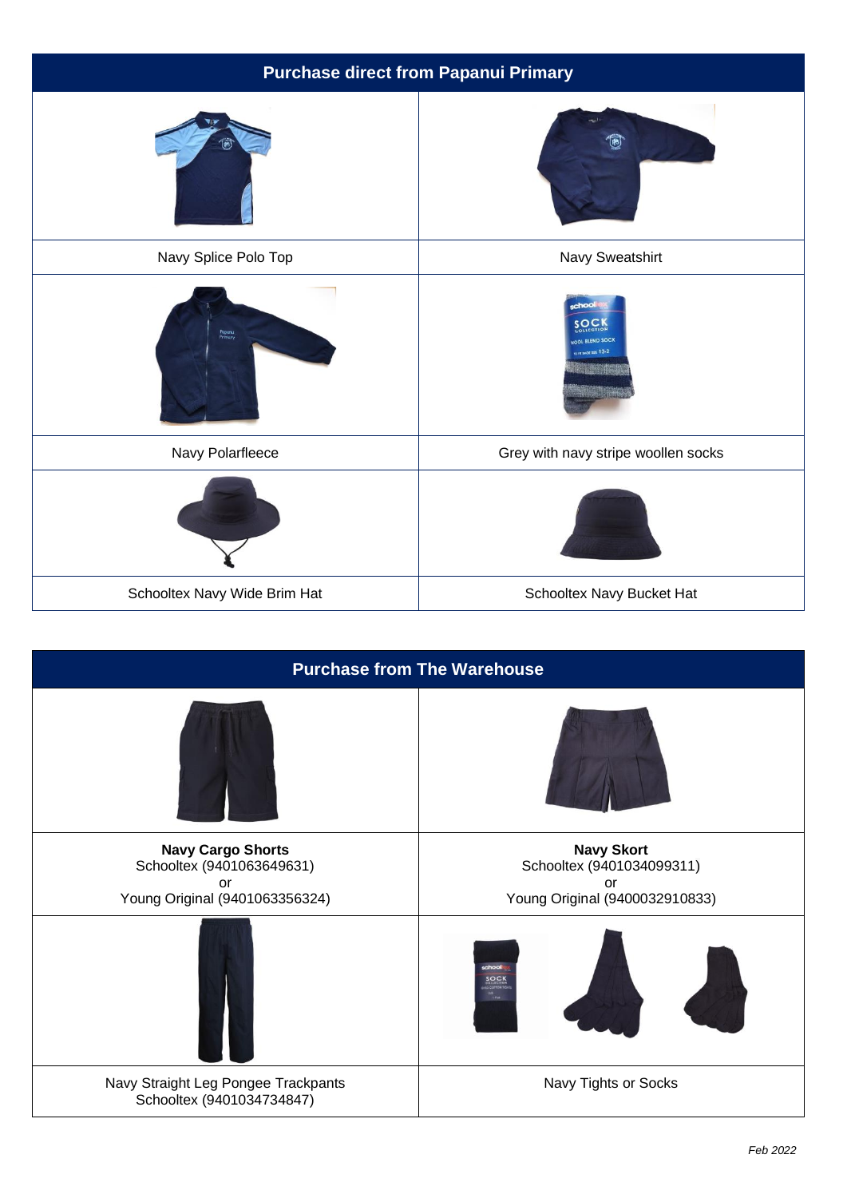| Purchase direct from Papanui Primary | |
|---|---|
| Navy Splice Polo Top | Navy Sweatshirt |
| Navy Polarfleece | Grey with navy stripe woollen socks |
| Schooltex Navy Wide Brim Hat | Schooltex Navy Bucket Hat |

| Purchase from The Warehouse | |
|---|---|
| **Navy Cargo Shorts**<br>Schooltex (9401063649631)<br>or<br>Young Original (9401063356324) | **Navy Skort**<br>Schooltex (9401034099311)<br>or<br>Young Original (9400032910833) |
| Navy Straight Leg Pongee Trackpants<br>Schooltex (9401034734847) | Navy Tights or Socks |

*Feb 2022*